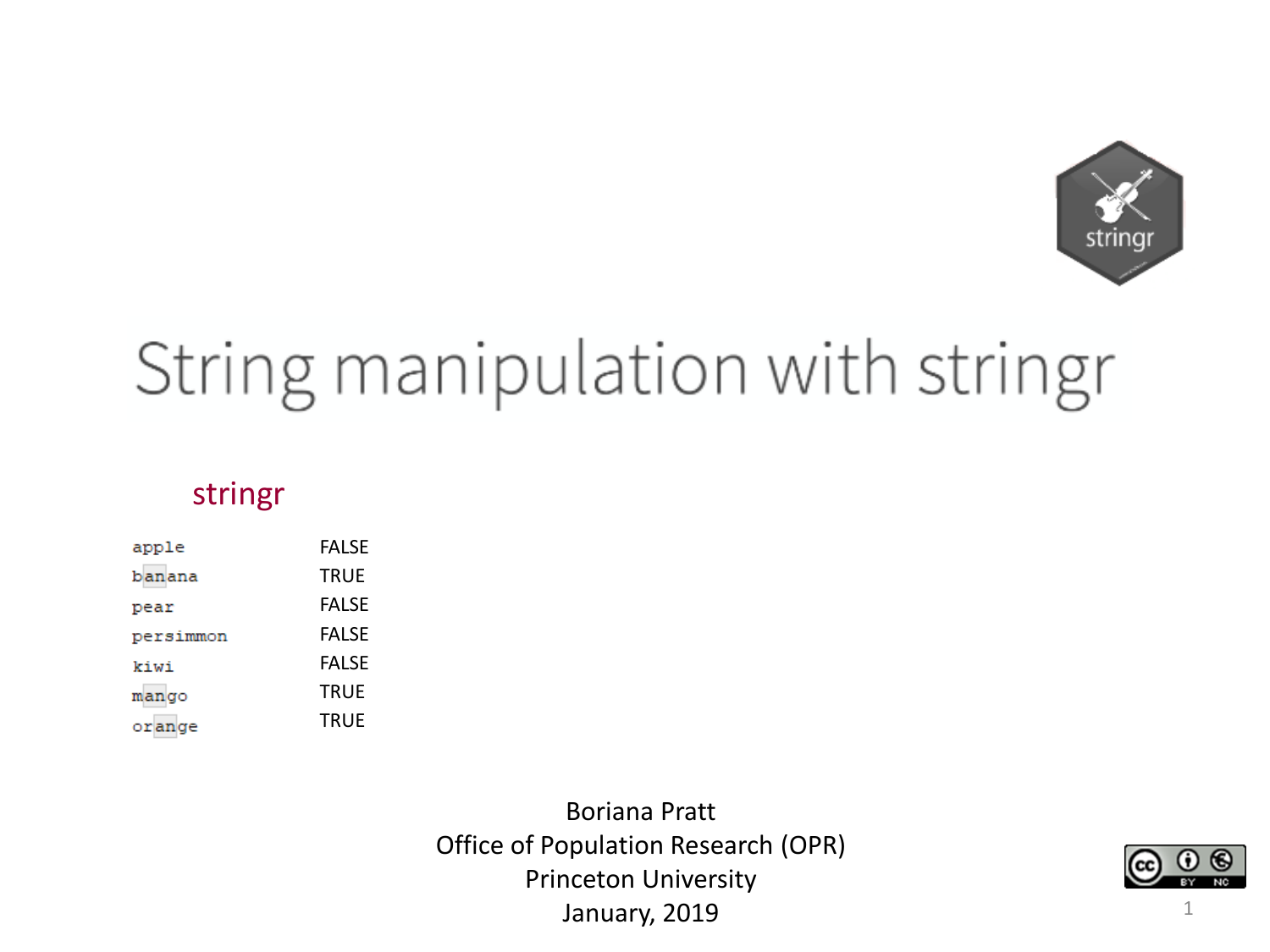# String manipulation with stringr

stringr

| | |
|---|---|
| apple | FALSE |
| banana | TRUE |
| pear | FALSE |
| persimmon | FALSE |
| kiwi | FALSE |
| mango | TRUE |
| orange | TRUE |

Boriana Pratt
Office of Population Research (OPR)
Princeton University
January, 2019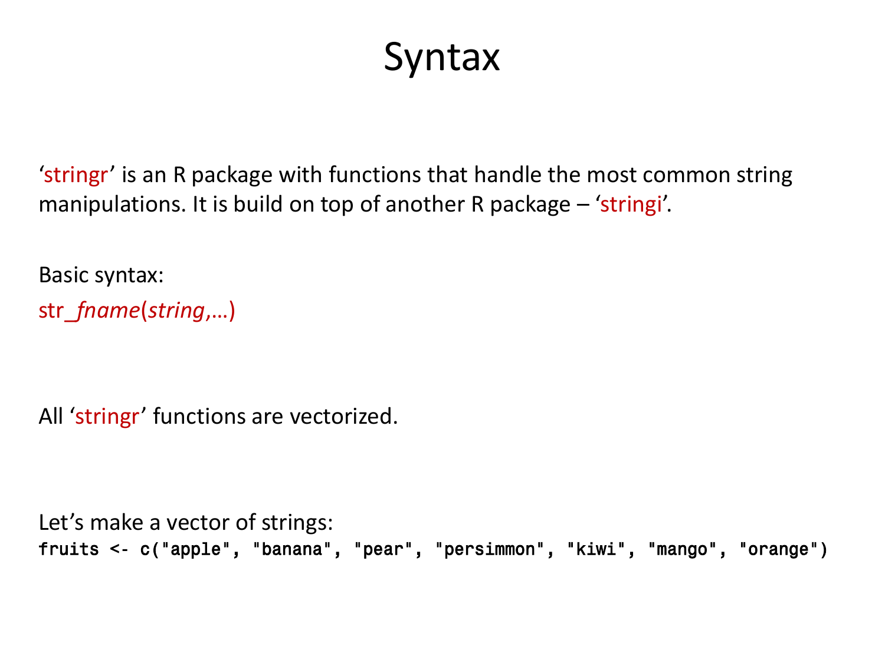# Syntax

'stringr' is an R package with functions that handle the most common string manipulations. It is build on top of another R package – 'stringi'.

Basic syntax:

str_*fname*(*string*,…)

All 'stringr' functions are vectorized.

Let's make a vector of strings:

```
fruits <- c("apple", "banana", "pear", "persimmon", "kiwi", "mango", "orange")
```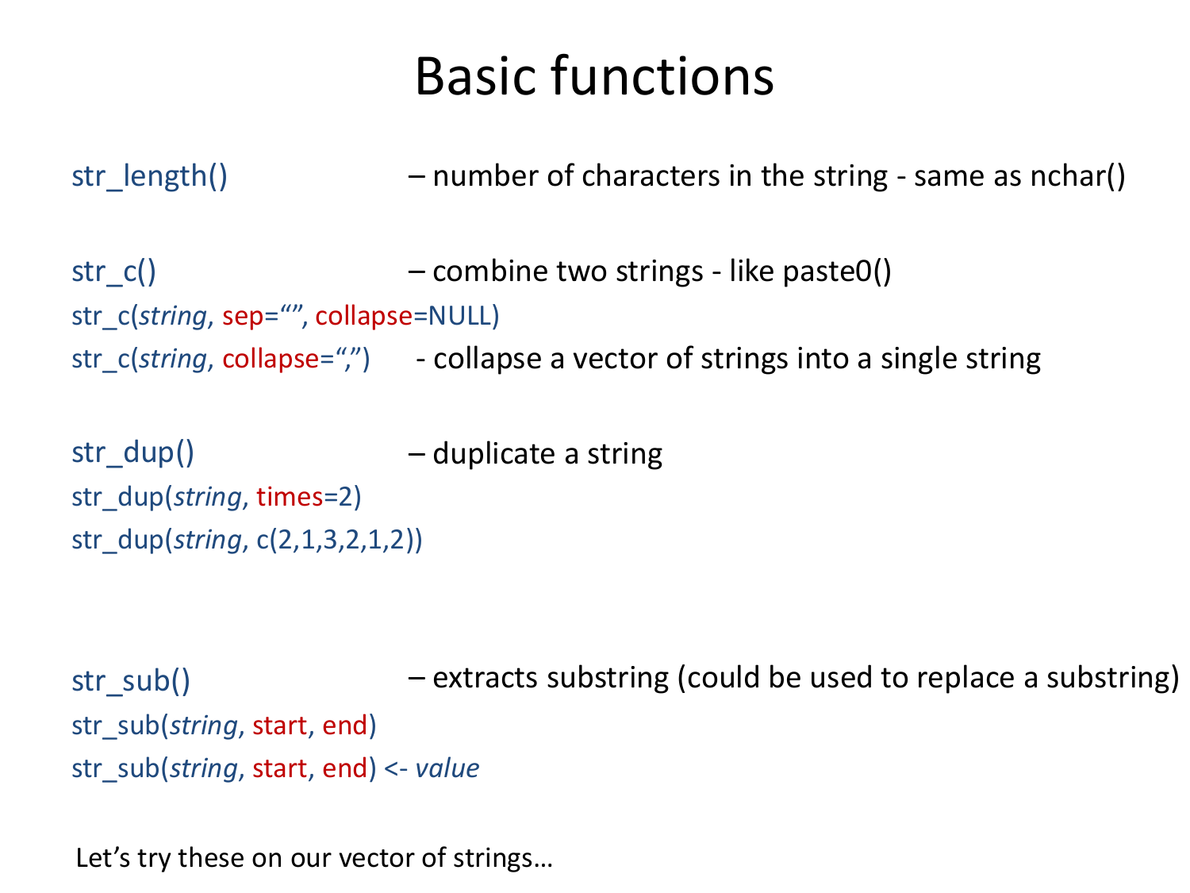# Basic functions

str_length() – number of characters in the string - same as nchar()

str_c() – combine two strings - like paste0()

str_c(*string*, sep=“”, collapse=NULL)

str_c(*string*, collapse=“,”) - collapse a vector of strings into a single string

str_dup() – duplicate a string

str_dup(*string*, times=2)

str_dup(*string*, c(2,1,3,2,1,2))

str_sub() – extracts substring (could be used to replace a substring)

str_sub(*string*, start, end)

str_sub(*string*, start, end) <- *value*

Let’s try these on our vector of strings…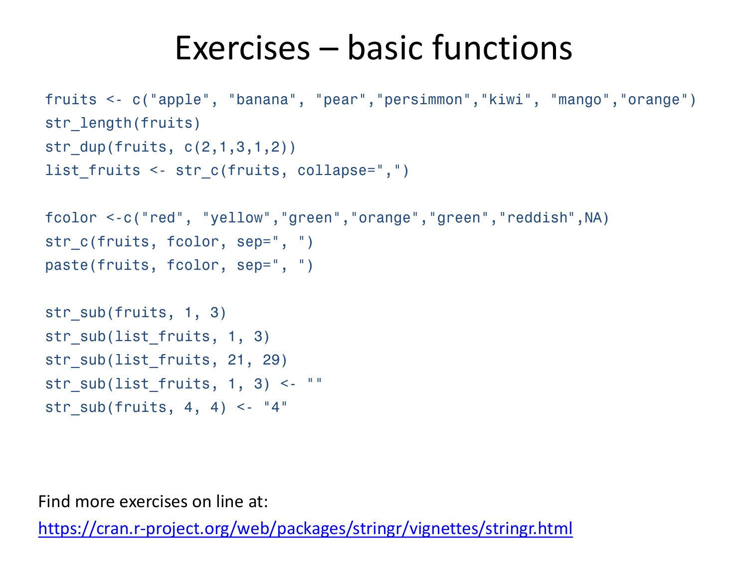# Exercises – basic functions

```
fruits <- c("apple", "banana", "pear","persimmon","kiwi", "mango","orange")
str_length(fruits)
str_dup(fruits, c(2,1,3,1,2))
list_fruits <- str_c(fruits, collapse=",")

fcolor <-c("red", "yellow","green","orange","green","reddish",NA)
str_c(fruits, fcolor, sep=", ")
paste(fruits, fcolor, sep=", ")

str_sub(fruits, 1, 3)
str_sub(list_fruits, 1, 3)
str_sub(list_fruits, 21, 29)
str_sub(list_fruits, 1, 3) <- ""
str_sub(fruits, 4, 4) <- "4"
```

Find more exercises on line at:

https://cran.r-project.org/web/packages/stringr/vignettes/stringr.html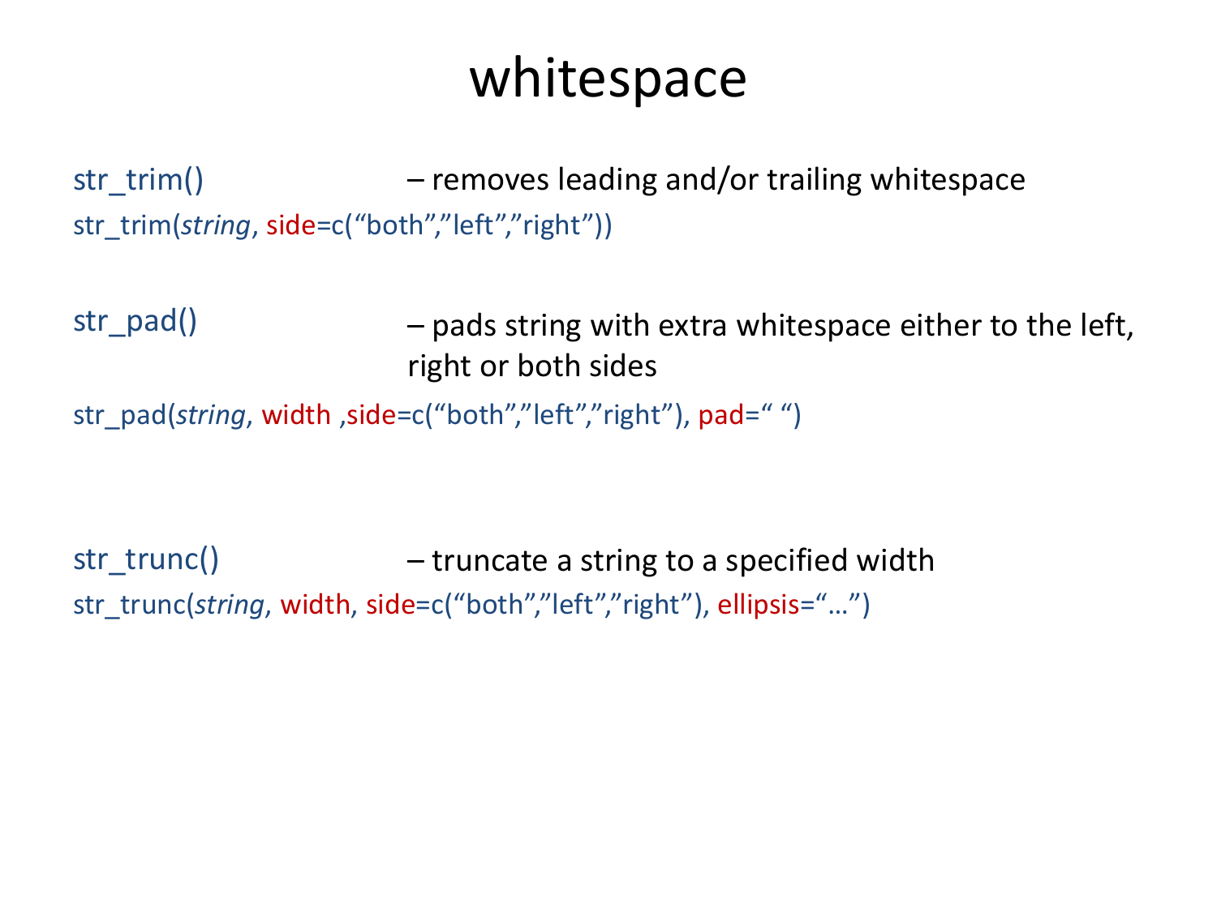# whitespace

str_trim() – removes leading and/or trailing whitespace

str_trim(*string*, side=c(“both”,”left”,”right”))

str_pad() – pads string with extra whitespace either to the left, right or both sides

str_pad(*string*, width ,side=c(“both”,”left”,”right”), pad=“ “)

str_trunc() – truncate a string to a specified width

str_trunc(*string*, width, side=c(“both”,”left”,”right”), ellipsis=“…”)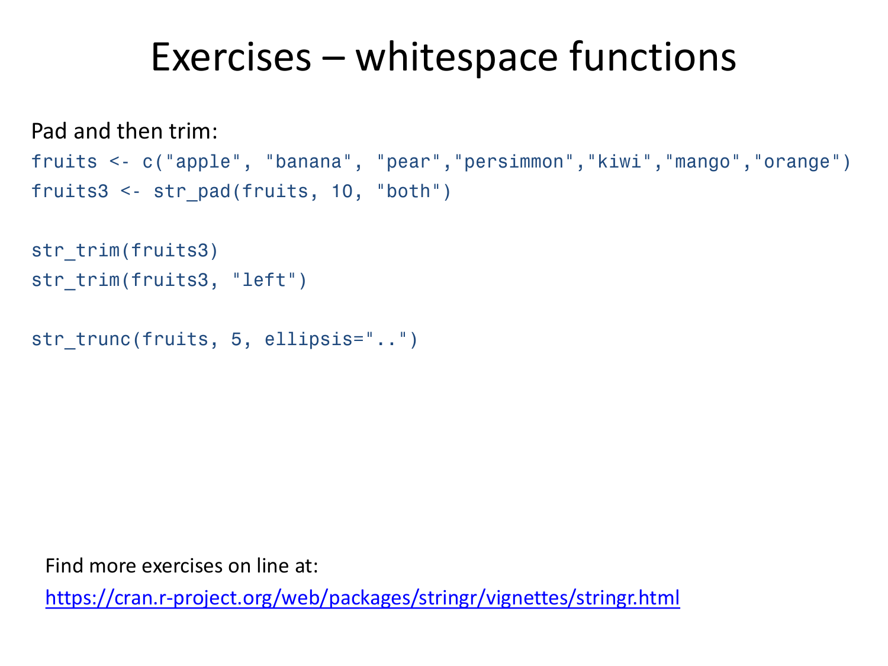# Exercises – whitespace functions

Pad and then trim:

```
fruits <- c("apple", "banana", "pear","persimmon","kiwi","mango","orange")
fruits3 <- str_pad(fruits, 10, "both")

str_trim(fruits3)
str_trim(fruits3, "left")

str_trunc(fruits, 5, ellipsis="..")
```

Find more exercises on line at:

[https://cran.r-project.org/web/packages/stringr/vignettes/stringr.html](https://cran.r-project.org/web/packages/stringr/vignettes/stringr.html)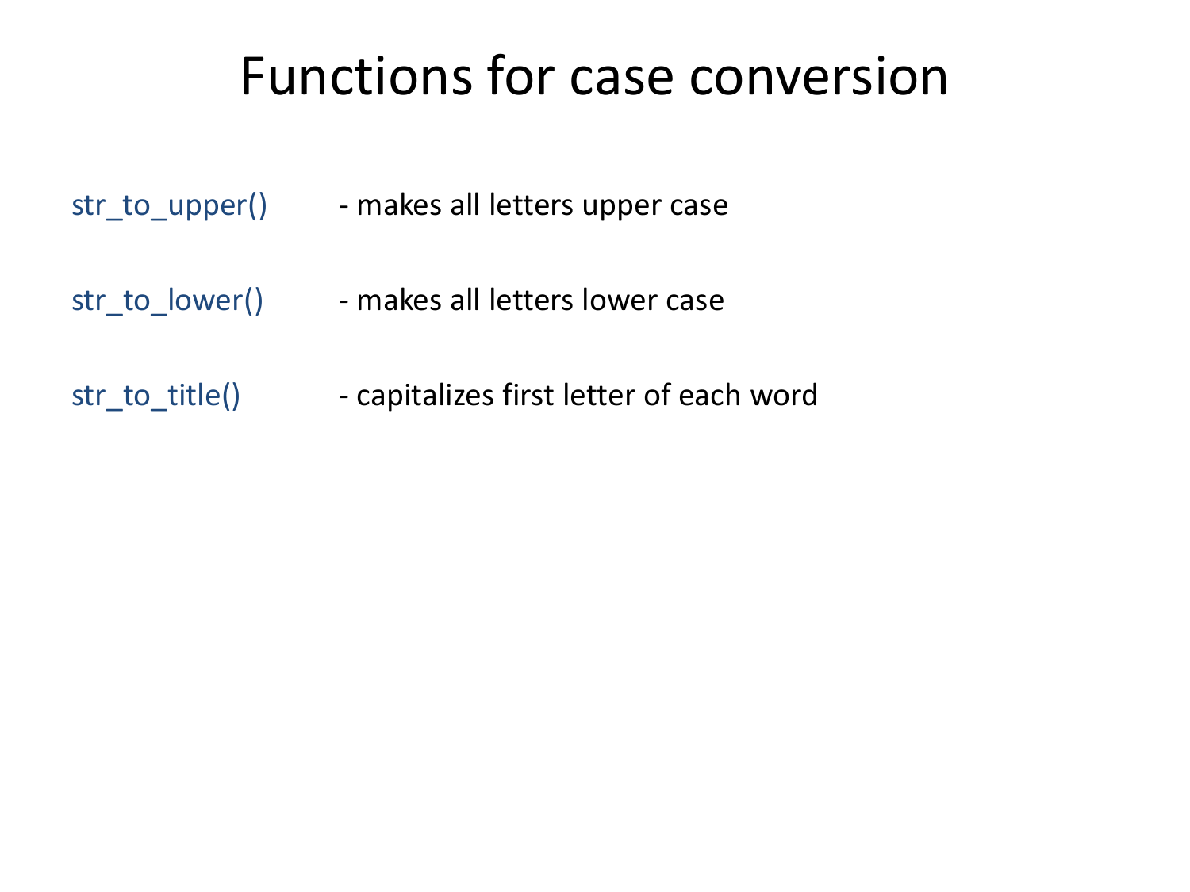# Functions for case conversion

str_to_upper() - makes all letters upper case

str_to_lower() - makes all letters lower case

str_to_title() - capitalizes first letter of each word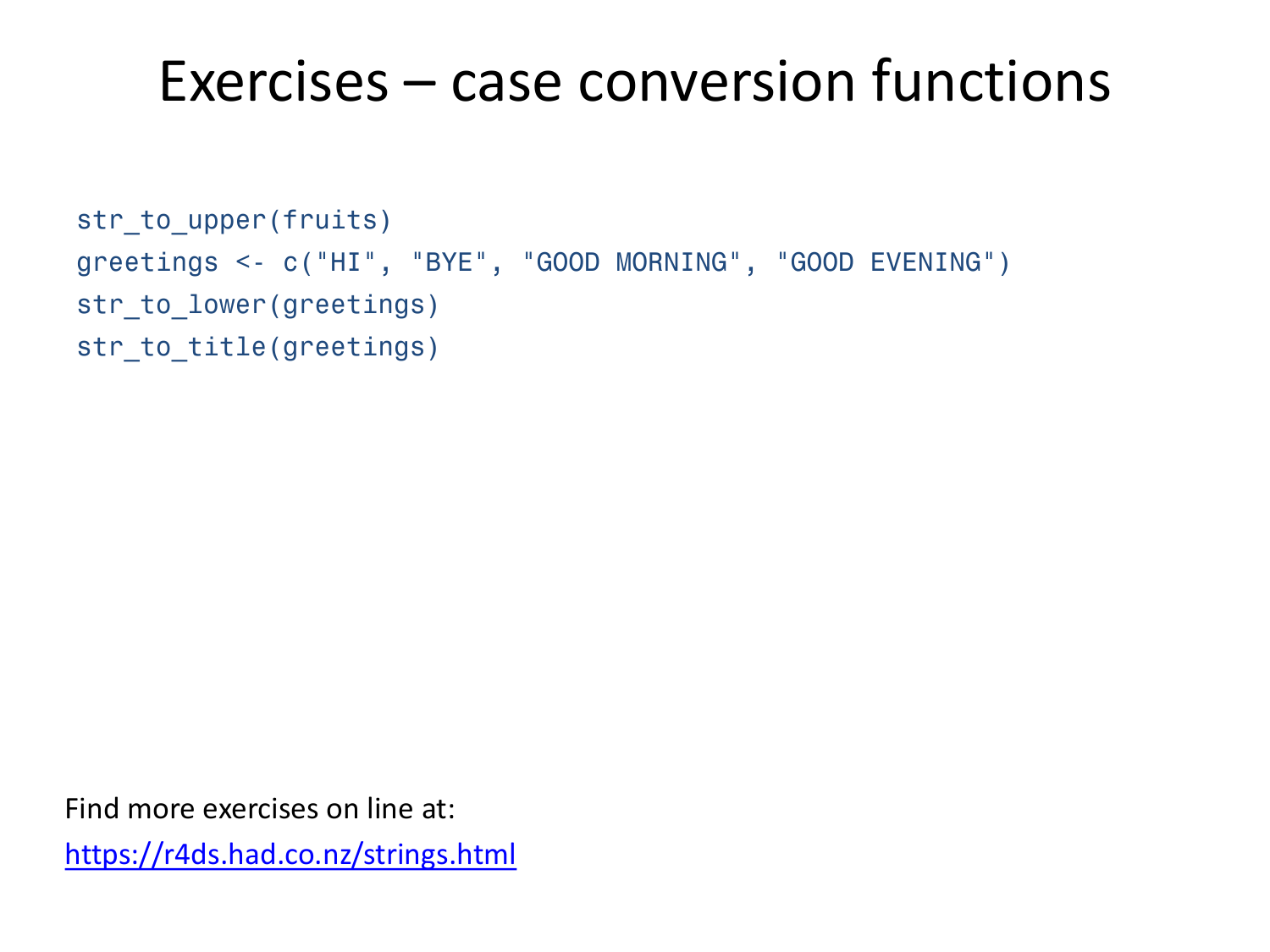# Exercises – case conversion functions

```
str_to_upper(fruits)
greetings <- c("HI", "BYE", "GOOD MORNING", "GOOD EVENING")
str_to_lower(greetings)
str_to_title(greetings)
```

Find more exercises on line at:

https://r4ds.had.co.nz/strings.html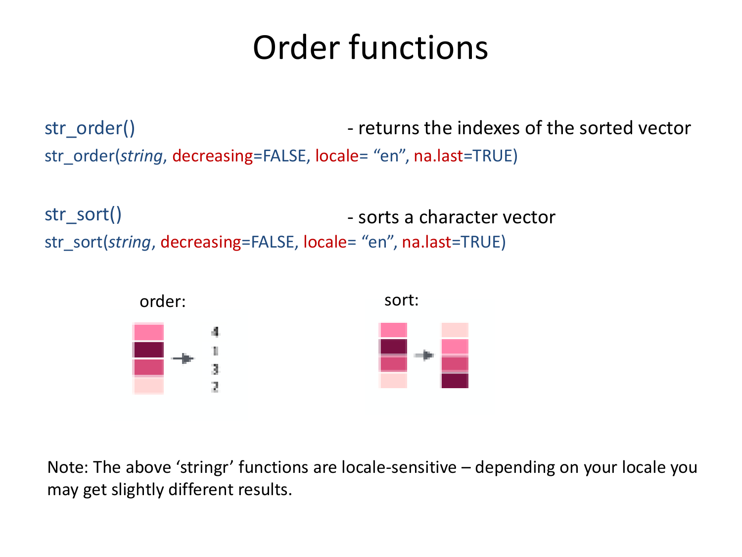# Order functions

str_order() - returns the indexes of the sorted vector

str_order(*string*, decreasing=FALSE, locale= “en”, na.last=TRUE)

str_sort() - sorts a character vector

str_sort(*string*, decreasing=FALSE, locale= “en”, na.last=TRUE)

order:

4
1
3
2

sort:

Note: The above ‘stringr’ functions are locale-sensitive – depending on your locale you may get slightly different results.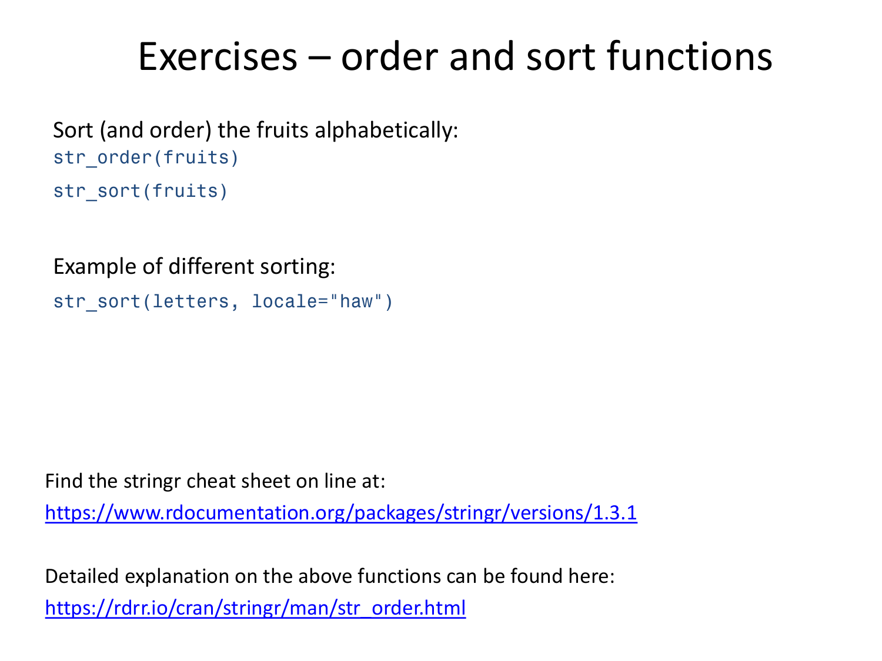# Exercises – order and sort functions

Sort (and order) the fruits alphabetically:

```
str_order(fruits)
str_sort(fruits)
```

Example of different sorting:

```
str_sort(letters, locale="haw")
```

Find the stringr cheat sheet on line at:

[https://www.rdocumentation.org/packages/stringr/versions/1.3.1](https://www.rdocumentation.org/packages/stringr/versions/1.3.1)

Detailed explanation on the above functions can be found here:

[https://rdrr.io/cran/stringr/man/str_order.html](https://rdrr.io/cran/stringr/man/str_order.html)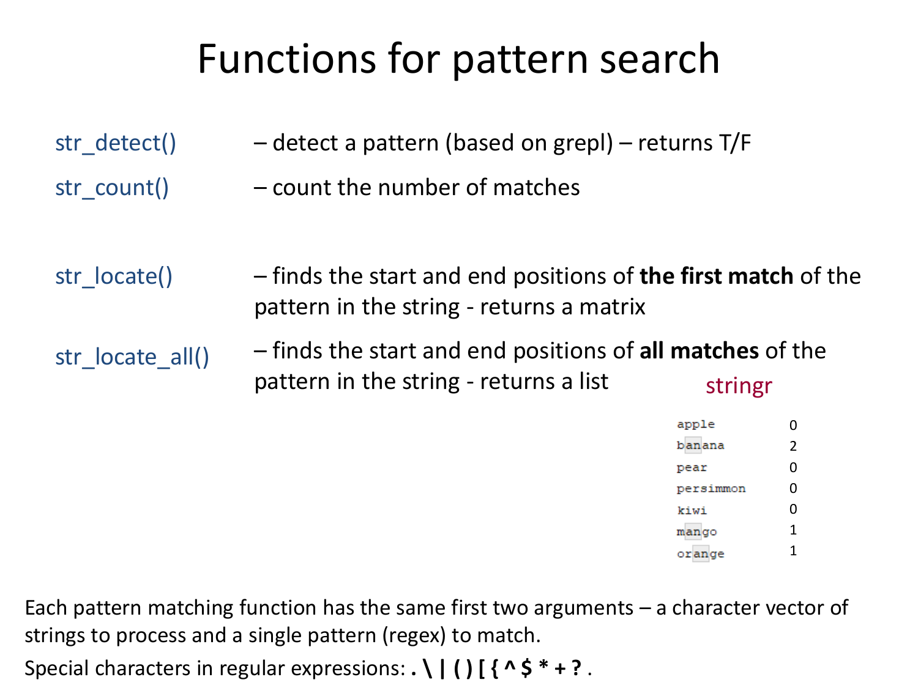# Functions for pattern search

str_detect() – detect a pattern (based on grepl) – returns T/F

str_count() – count the number of matches

str_locate() – finds the start and end positions of **the first match** of the pattern in the string - returns a matrix

str_locate_all() – finds the start and end positions of **all matches** of the pattern in the string - returns a list

stringr

| | |
|---|---|
| apple | 0 |
| banana | 2 |
| pear | 0 |
| persimmon | 0 |
| kiwi | 0 |
| mango | 1 |
| orange | 1 |

Each pattern matching function has the same first two arguments – a character vector of strings to process and a single pattern (regex) to match.

Special characters in regular expressions: **. \ | ( ) [ { ^ $ * + ?** .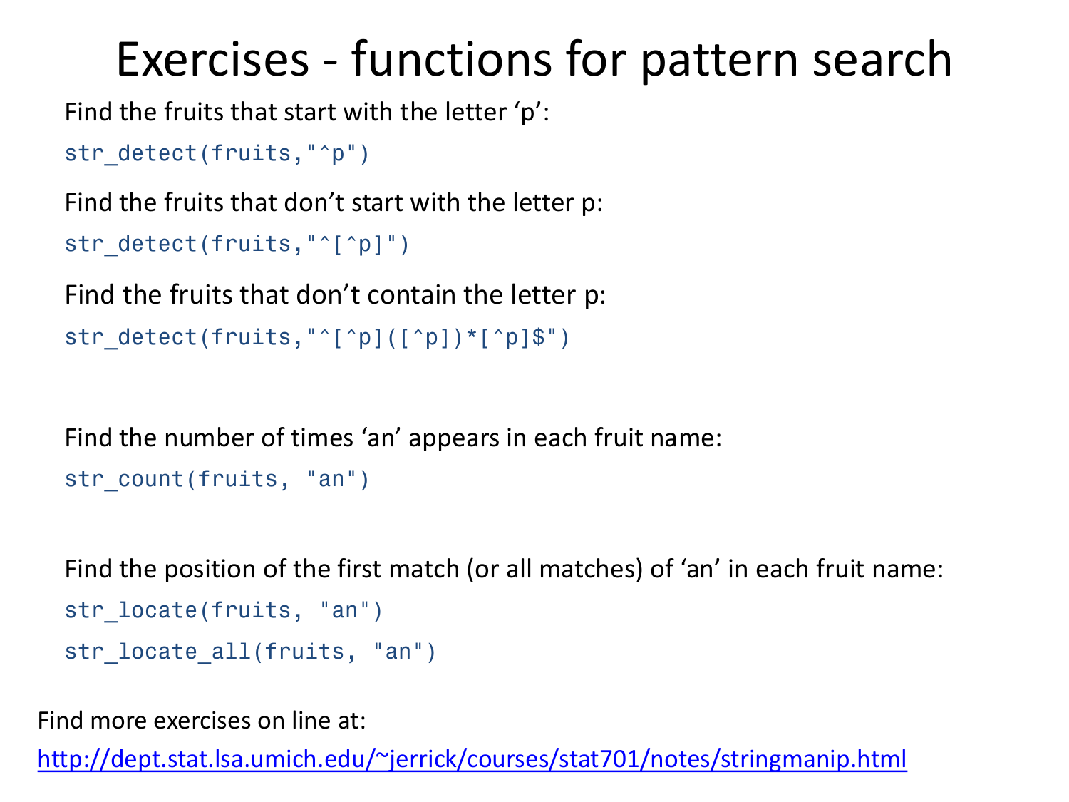# Exercises - functions for pattern search

Find the fruits that start with the letter ‘p’:

```
str_detect(fruits,"^p")
```

Find the fruits that don’t start with the letter p:

```
str_detect(fruits,"^[^p]")
```

Find the fruits that don’t contain the letter p:

```
str_detect(fruits,"^[^p]([^p])*[^p]$")
```

Find the number of times ‘an’ appears in each fruit name:

```
str_count(fruits, "an")
```

Find the position of the first match (or all matches) of ‘an’ in each fruit name:

```
str_locate(fruits, "an")
str_locate_all(fruits, "an")
```

Find more exercises on line at:

[http://dept.stat.lsa.umich.edu/~jerrick/courses/stat701/notes/stringmanip.html](http://dept.stat.lsa.umich.edu/~jerrick/courses/stat701/notes/stringmanip.html)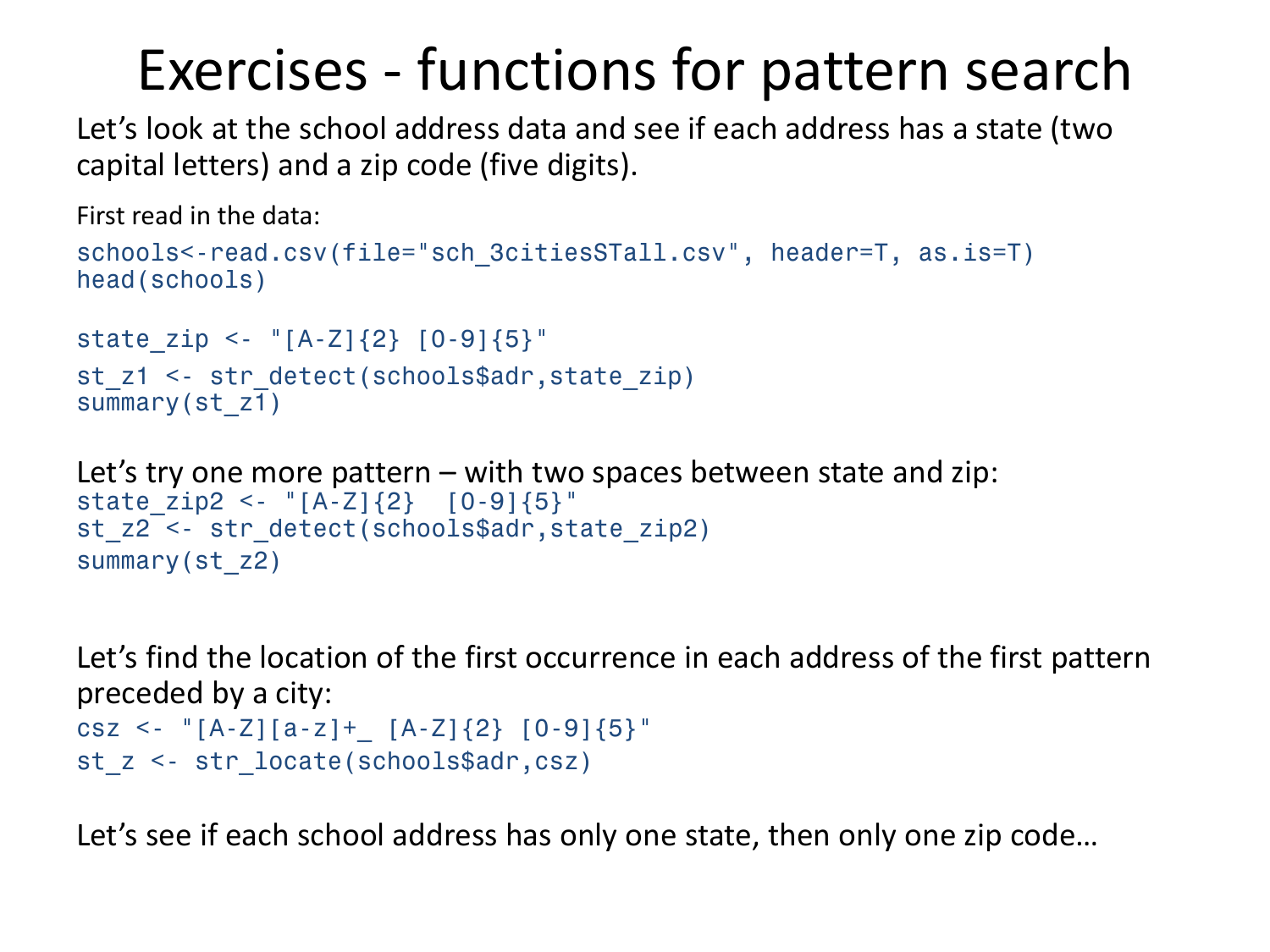# Exercises - functions for pattern search

Let's look at the school address data and see if each address has a state (two capital letters) and a zip code (five digits).

First read in the data:

```
schools<-read.csv(file="sch_3citiesSTall.csv", header=T, as.is=T)
head(schools)

state_zip <- "[A-Z]{2} [0-9]{5}"
st_z1 <- str_detect(schools$adr,state_zip)
summary(st_z1)
```

Let's try one more pattern – with two spaces between state and zip:

```
state_zip2 <- "[A-Z]{2}  [0-9]{5}"
st_z2 <- str_detect(schools$adr,state_zip2)
summary(st_z2)
```

Let's find the location of the first occurrence in each address of the first pattern preceded by a city:

```
csz <- "[A-Z][a-z]+_ [A-Z]{2} [0-9]{5}"
st_z <- str_locate(schools$adr,csz)
```

Let's see if each school address has only one state, then only one zip code…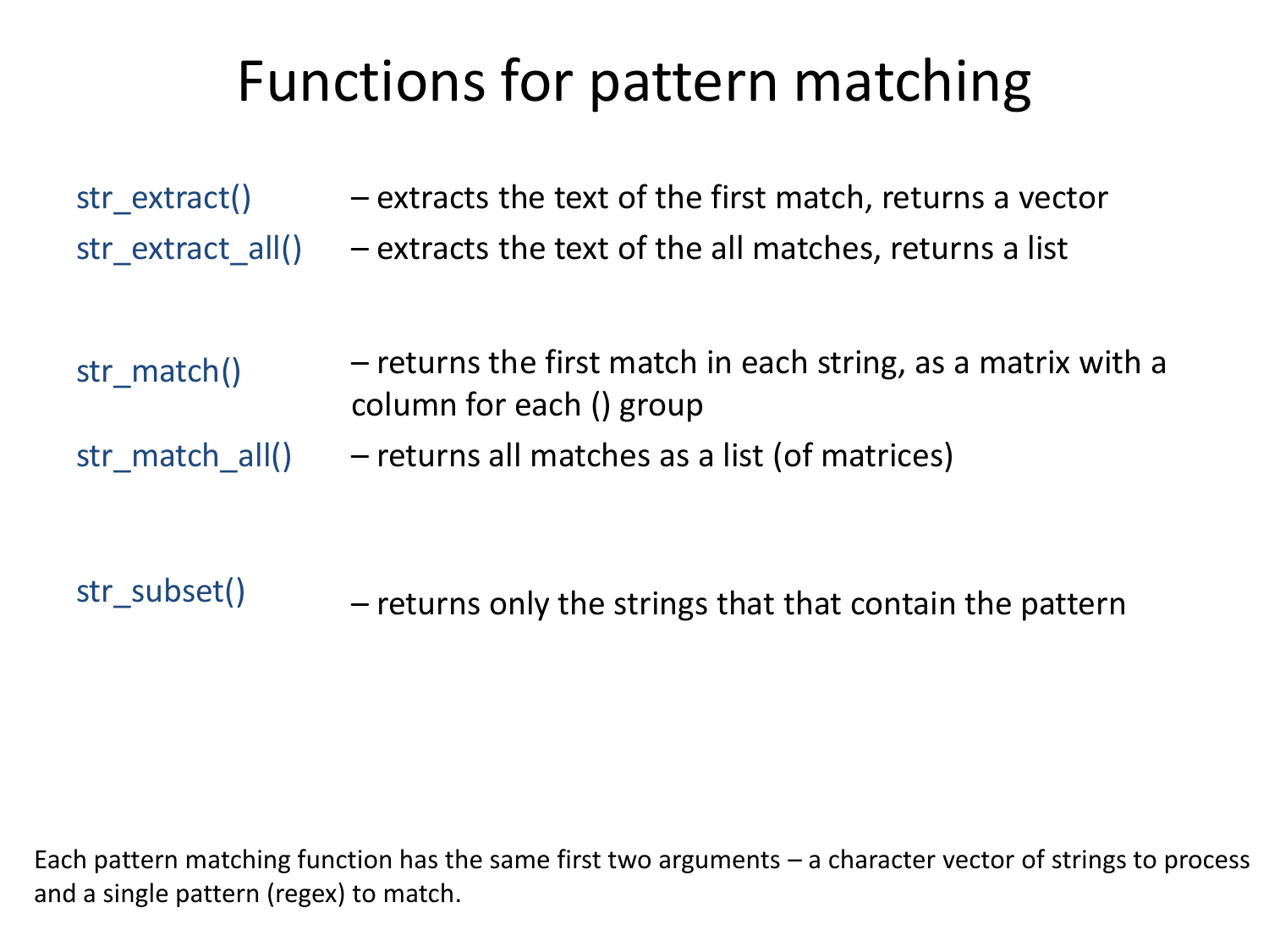# Functions for pattern matching

str_extract() – extracts the text of the first match, returns a vector

str_extract_all() – extracts the text of the all matches, returns a list

str_match() – returns the first match in each string, as a matrix with a column for each () group

str_match_all() – returns all matches as a list (of matrices)

str_subset() – returns only the strings that that contain the pattern

Each pattern matching function has the same first two arguments – a character vector of strings to process and a single pattern (regex) to match.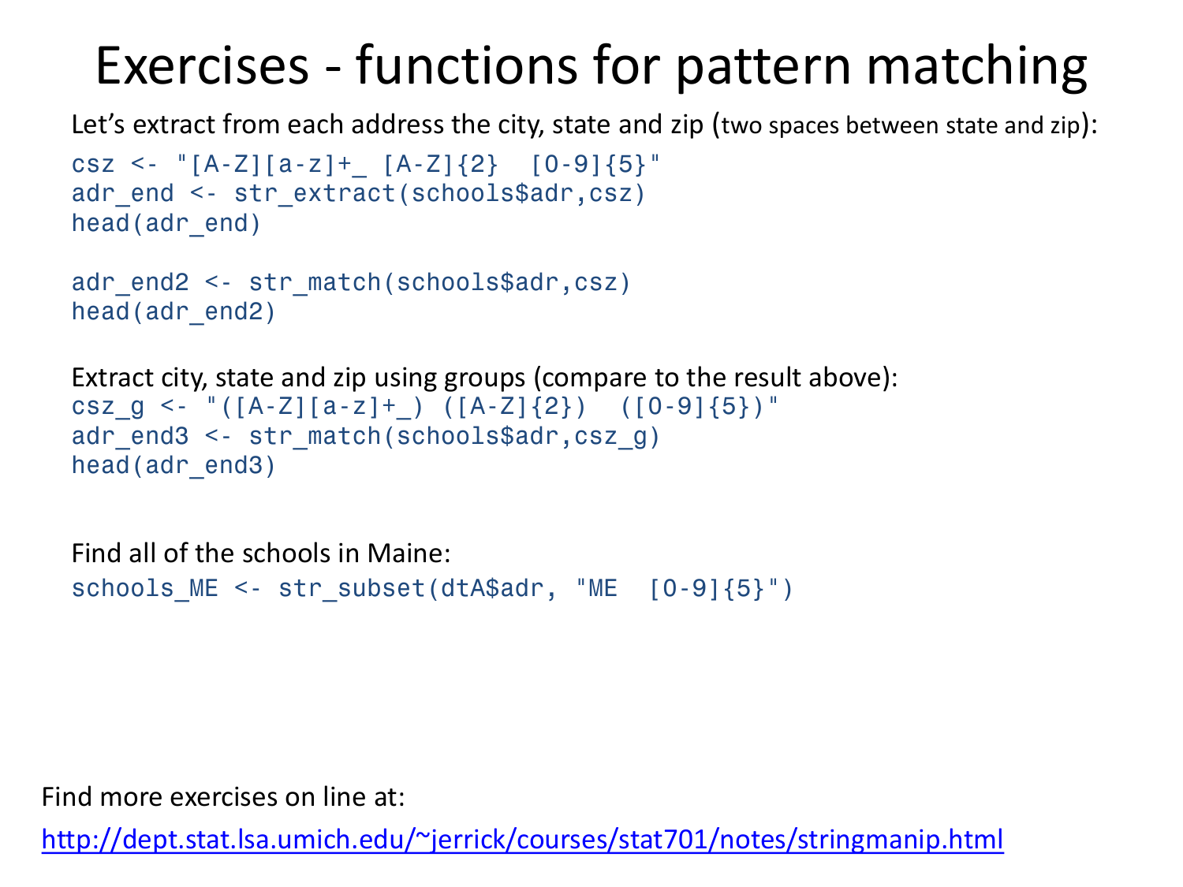# Exercises - functions for pattern matching

Let's extract from each address the city, state and zip (two spaces between state and zip):

```
csz <- "[A-Z][a-z]+_ [A-Z]{2}  [0-9]{5}"
adr_end <- str_extract(schools$adr,csz)
head(adr_end)

adr_end2 <- str_match(schools$adr,csz)
head(adr_end2)
```

Extract city, state and zip using groups (compare to the result above):

```
csz_g <- "([A-Z][a-z]+_) ([A-Z]{2})  ([0-9]{5})"
adr_end3 <- str_match(schools$adr,csz_g)
head(adr_end3)
```

Find all of the schools in Maine:

```
schools_ME <- str_subset(dtA$adr, "ME  [0-9]{5}")
```

Find more exercises on line at:

http://dept.stat.lsa.umich.edu/~jerrick/courses/stat701/notes/stringmanip.html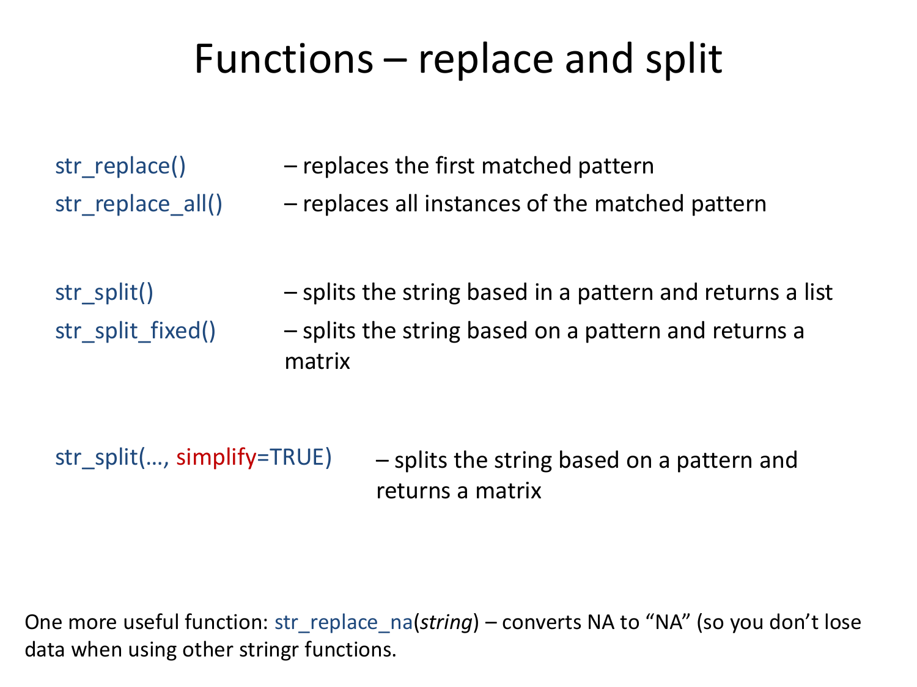# Functions – replace and split

str_replace() – replaces the first matched pattern

str_replace_all() – replaces all instances of the matched pattern

str_split() – splits the string based in a pattern and returns a list

str_split_fixed() – splits the string based on a pattern and returns a matrix

str_split(…, simplify=TRUE) – splits the string based on a pattern and returns a matrix

One more useful function: str_replace_na(*string*) – converts NA to "NA" (so you don't lose data when using other stringr functions.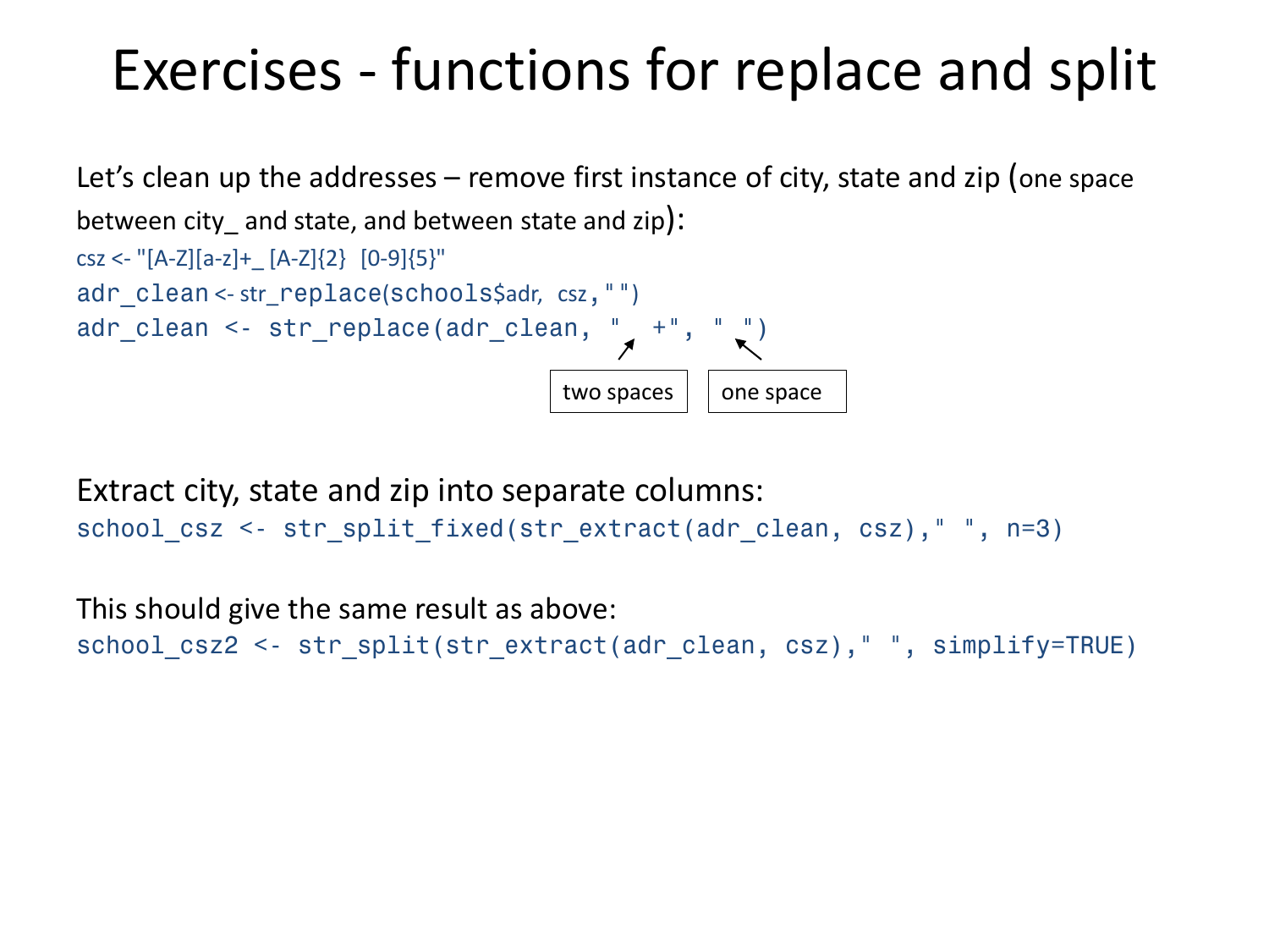# Exercises - functions for replace and split

Let's clean up the addresses – remove first instance of city, state and zip (one space between city_ and state, and between state and zip):

```
csz <- "[A-Z][a-z]+_ [A-Z]{2}  [0-9]{5}"
adr_clean <- str_replace(schools$adr,  csz, "")
adr_clean <- str_replace(adr_clean, "  +", " ")
```

two spaces | one space

Extract city, state and zip into separate columns:

```
school_csz <- str_split_fixed(str_extract(adr_clean, csz)," ", n=3)
```

This should give the same result as above:

```
school_csz2 <- str_split(str_extract(adr_clean, csz)," ", simplify=TRUE)
```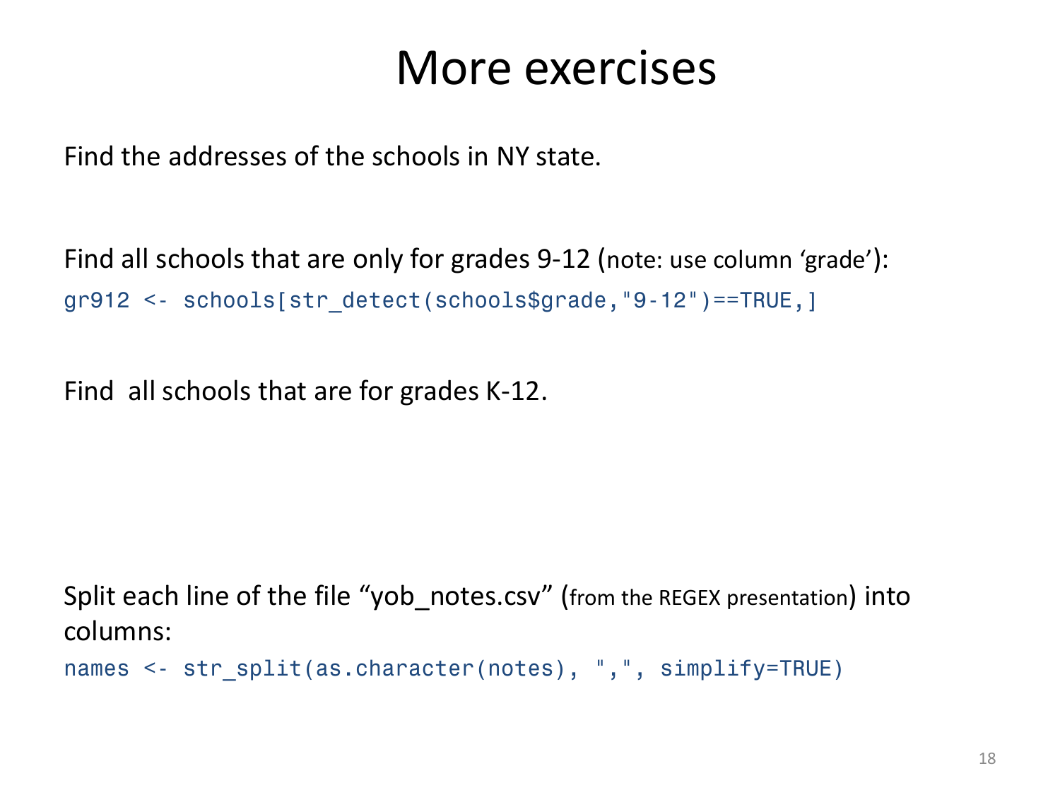# More exercises

Find the addresses of the schools in NY state.

Find all schools that are only for grades 9-12 (note: use column 'grade'):

```
gr912 <- schools[str_detect(schools$grade,"9-12")==TRUE,]
```

Find all schools that are for grades K-12.

Split each line of the file "yob_notes.csv" (from the REGEX presentation) into columns:

```
names <- str_split(as.character(notes), ",", simplify=TRUE)
```